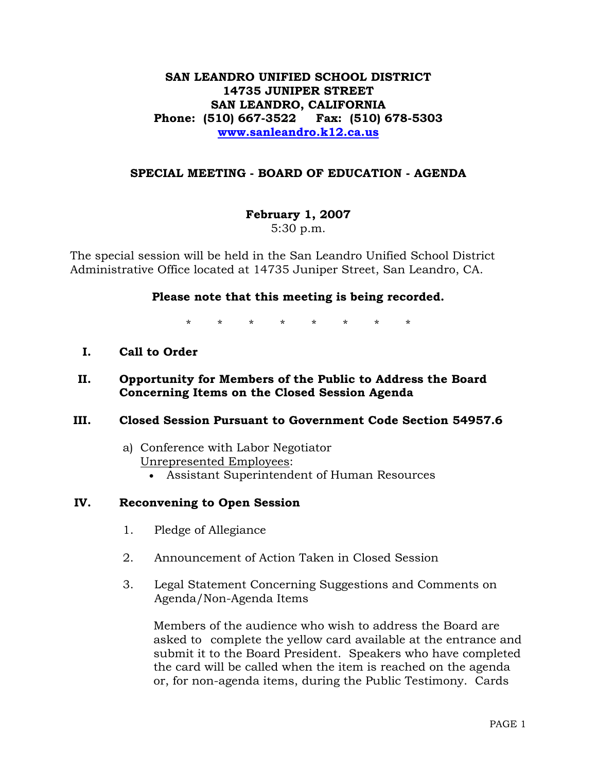**SAN LEANDRO UNIFIED SCHOOL DISTRICT**
**14735 JUNIPER STREET**
**SAN LEANDRO, CALIFORNIA**
**Phone: (510) 667-3522 Fax: (510) 678-5303**
**www.sanleandro.k12.ca.us**

## SPECIAL MEETING - BOARD OF EDUCATION - AGENDA

**February 1, 2007**
5:30 p.m.

The special session will be held in the San Leandro Unified School District Administrative Office located at 14735 Juniper Street, San Leandro, CA.

**Please note that this meeting is being recorded.**

\* \* \* \* \* \* \* \*

**I. Call to Order**

**II. Opportunity for Members of the Public to Address the Board Concerning Items on the Closed Session Agenda**

**III. Closed Session Pursuant to Government Code Section 54957.6**

a) Conference with Labor Negotiator
Unrepresented Employees:
- Assistant Superintendent of Human Resources

**IV. Reconvening to Open Session**

1. Pledge of Allegiance
2. Announcement of Action Taken in Closed Session
3. Legal Statement Concerning Suggestions and Comments on Agenda/Non-Agenda Items

   Members of the audience who wish to address the Board are asked to complete the yellow card available at the entrance and submit it to the Board President. Speakers who have completed the card will be called when the item is reached on the agenda or, for non-agenda items, during the Public Testimony. Cards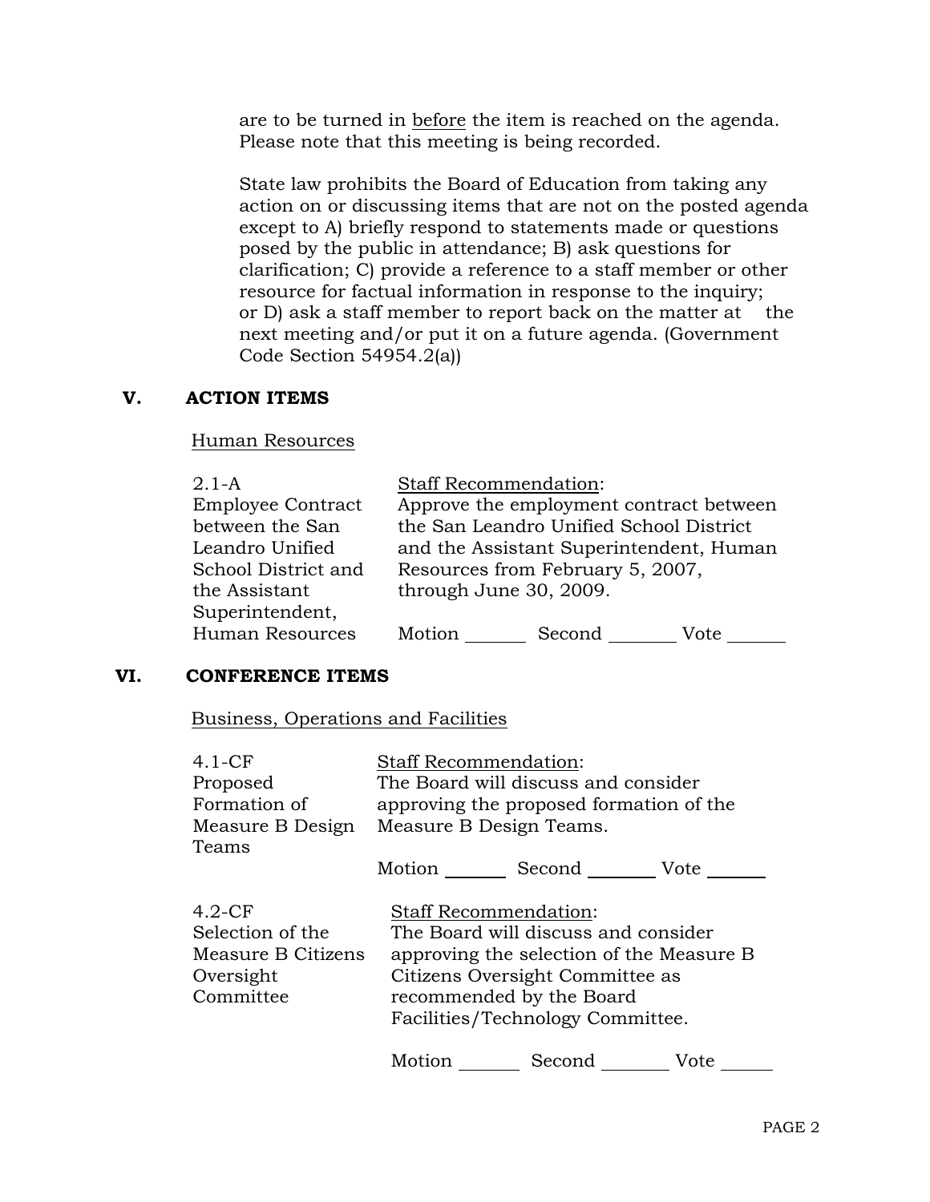are to be turned in <u>before</u> the item is reached on the agenda. Please note that this meeting is being recorded.

State law prohibits the Board of Education from taking any action on or discussing items that are not on the posted agenda except to A) briefly respond to statements made or questions posed by the public in attendance; B) ask questions for clarification; C) provide a reference to a staff member or other resource for factual information in response to the inquiry; or D) ask a staff member to report back on the matter at the next meeting and/or put it on a future agenda. (Government Code Section 54954.2(a))

## V. ACTION ITEMS

<u>Human Resources</u>

2.1-A
Employee Contract between the San Leandro Unified School District and the Assistant Superintendent, Human Resources

<u>Staff Recommendation</u>:
Approve the employment contract between the San Leandro Unified School District and the Assistant Superintendent, Human Resources from February 5, 2007, through June 30, 2009.

Motion _______ Second _______ Vote _______

## VI. CONFERENCE ITEMS

<u>Business, Operations and Facilities</u>

4.1-CF
Proposed Formation of Measure B Design Teams

<u>Staff Recommendation</u>:
The Board will discuss and consider approving the proposed formation of the Measure B Design Teams.

Motion _______ Second _______ Vote _______

4.2-CF
Selection of the Measure B Citizens Oversight Committee

<u>Staff Recommendation</u>:
The Board will discuss and consider approving the selection of the Measure B Citizens Oversight Committee as recommended by the Board Facilities/Technology Committee.

Motion _______ Second _______ Vote _______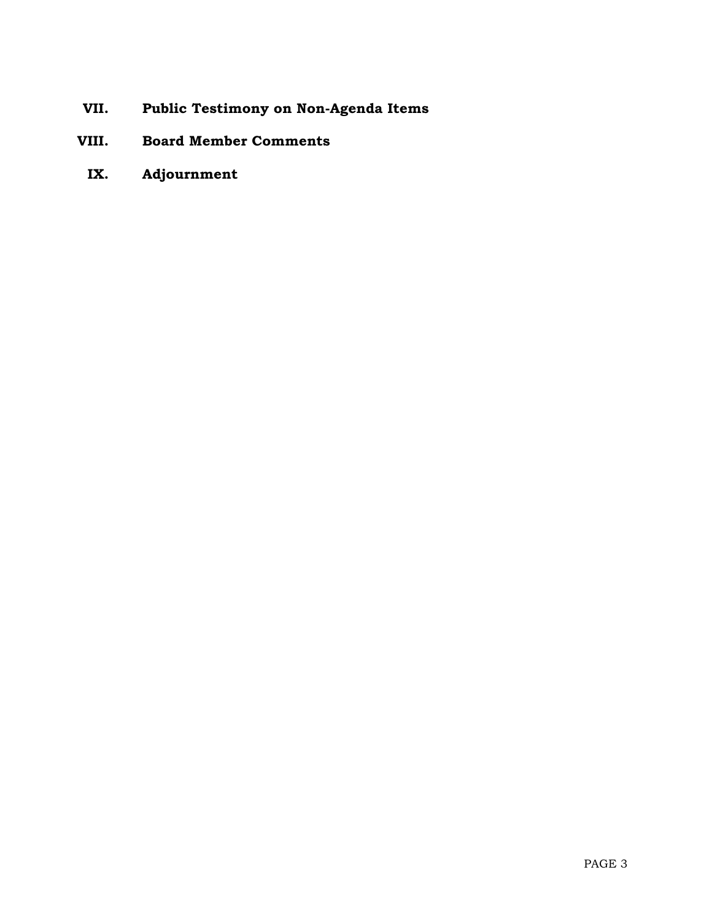**VII. Public Testimony on Non-Agenda Items**

**VIII. Board Member Comments**

**IX. Adjournment**